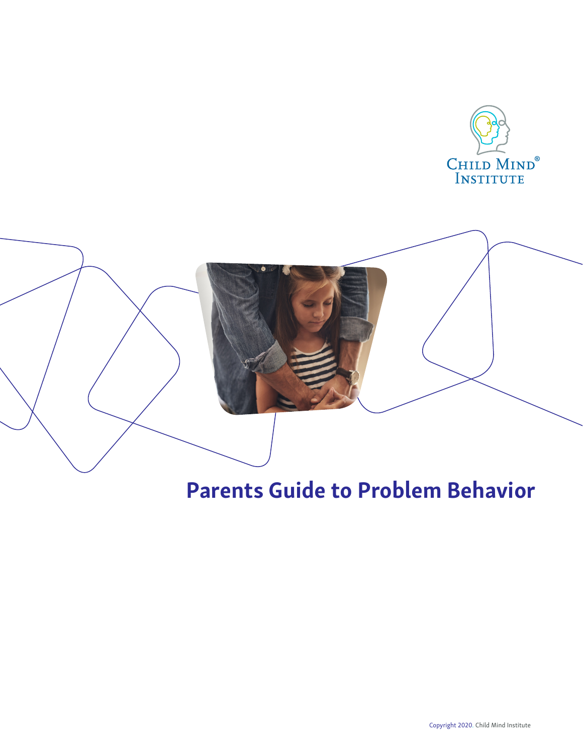Child Mind Institute

# Parents Guide to Problem Behavior

Copyright 2020. Child Mind Institute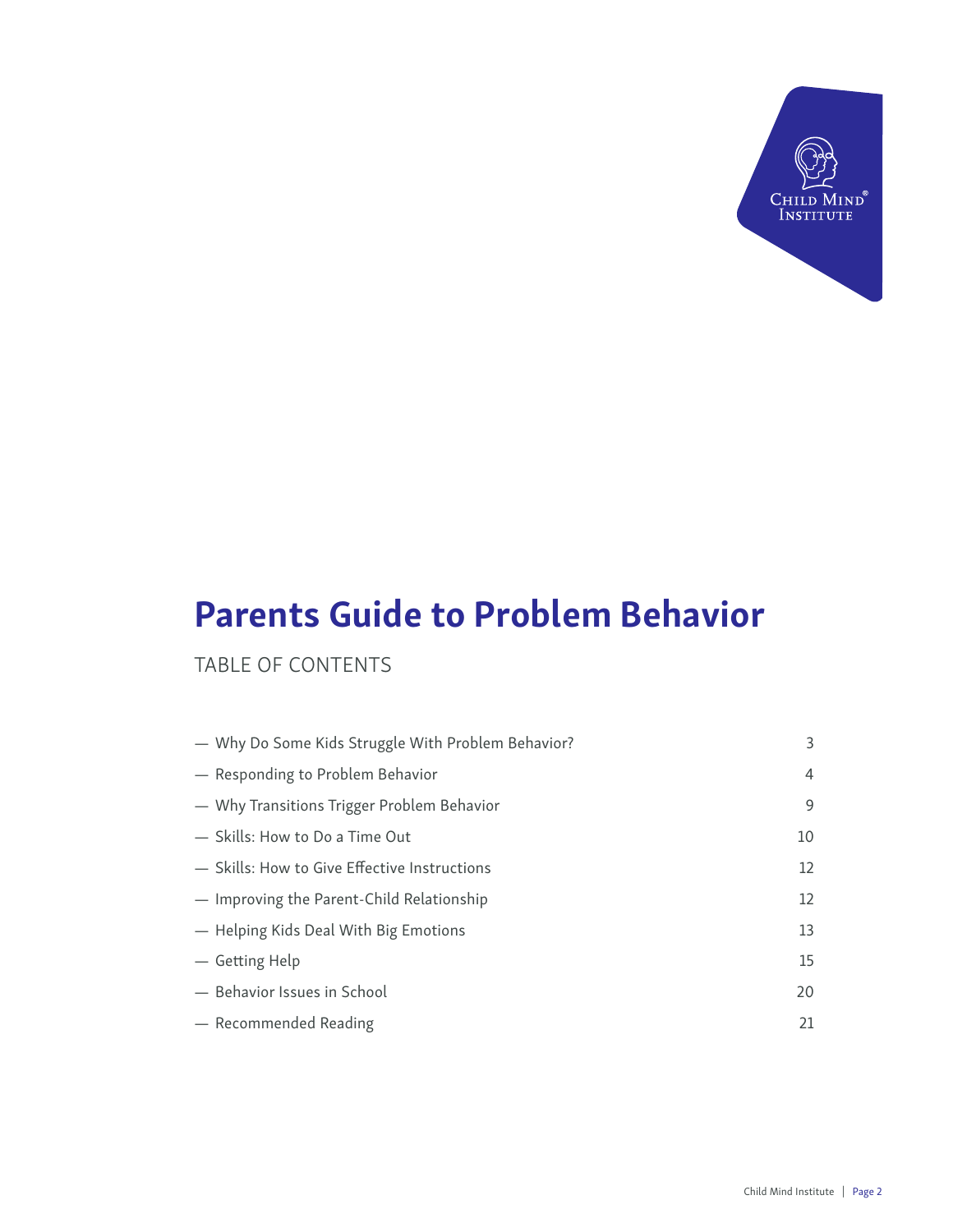# Parents Guide to Problem Behavior

## TABLE OF CONTENTS

| | |
|---|---|
| — Why Do Some Kids Struggle With Problem Behavior? | 3 |
| — Responding to Problem Behavior | 4 |
| — Why Transitions Trigger Problem Behavior | 9 |
| — Skills: How to Do a Time Out | 10 |
| — Skills: How to Give Effective Instructions | 12 |
| — Improving the Parent-Child Relationship | 12 |
| — Helping Kids Deal With Big Emotions | 13 |
| — Getting Help | 15 |
| — Behavior Issues in School | 20 |
| — Recommended Reading | 21 |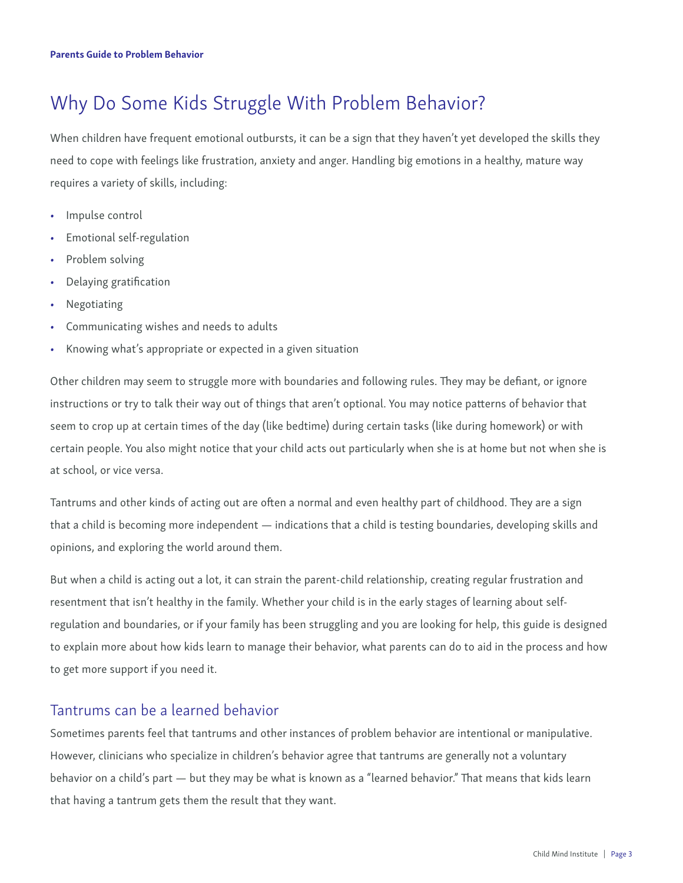## Why Do Some Kids Struggle With Problem Behavior?

When children have frequent emotional outbursts, it can be a sign that they haven't yet developed the skills they need to cope with feelings like frustration, anxiety and anger. Handling big emotions in a healthy, mature way requires a variety of skills, including:

- Impulse control
- Emotional self-regulation
- Problem solving
- Delaying gratification
- Negotiating
- Communicating wishes and needs to adults
- Knowing what's appropriate or expected in a given situation

Other children may seem to struggle more with boundaries and following rules. They may be defiant, or ignore instructions or try to talk their way out of things that aren't optional. You may notice patterns of behavior that seem to crop up at certain times of the day (like bedtime) during certain tasks (like during homework) or with certain people. You also might notice that your child acts out particularly when she is at home but not when she is at school, or vice versa.

Tantrums and other kinds of acting out are often a normal and even healthy part of childhood. They are a sign that a child is becoming more independent — indications that a child is testing boundaries, developing skills and opinions, and exploring the world around them.

But when a child is acting out a lot, it can strain the parent-child relationship, creating regular frustration and resentment that isn't healthy in the family. Whether your child is in the early stages of learning about self-regulation and boundaries, or if your family has been struggling and you are looking for help, this guide is designed to explain more about how kids learn to manage their behavior, what parents can do to aid in the process and how to get more support if you need it.

### Tantrums can be a learned behavior

Sometimes parents feel that tantrums and other instances of problem behavior are intentional or manipulative. However, clinicians who specialize in children's behavior agree that tantrums are generally not a voluntary behavior on a child's part — but they may be what is known as a "learned behavior." That means that kids learn that having a tantrum gets them the result that they want.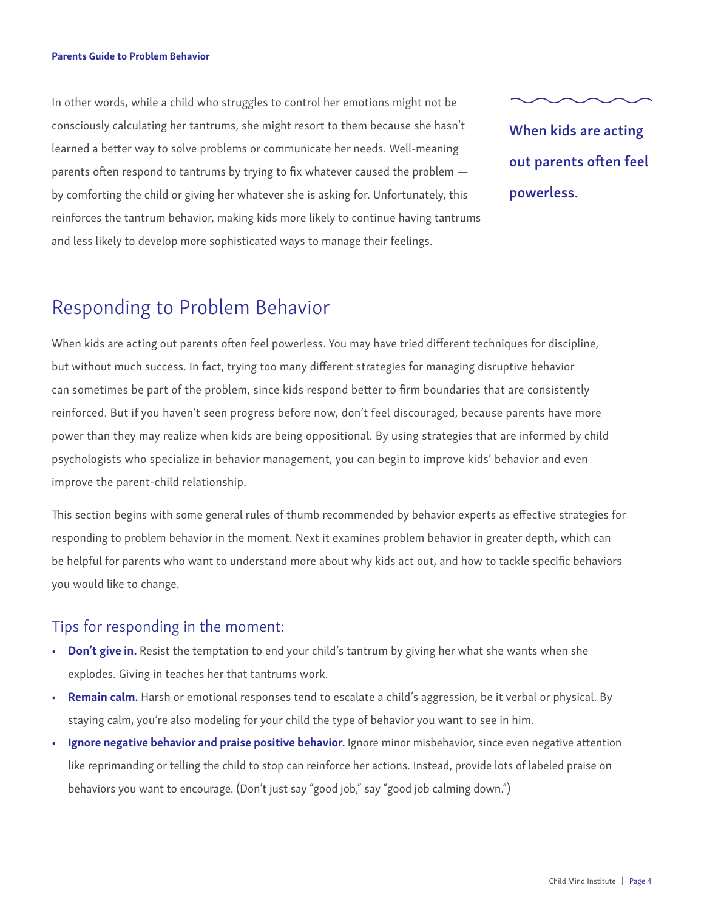In other words, while a child who struggles to control her emotions might not be consciously calculating her tantrums, she might resort to them because she hasn't learned a better way to solve problems or communicate her needs. Well-meaning parents often respond to tantrums by trying to fix whatever caused the problem — by comforting the child or giving her whatever she is asking for. Unfortunately, this reinforces the tantrum behavior, making kids more likely to continue having tantrums and less likely to develop more sophisticated ways to manage their feelings.

**When kids are acting out parents often feel powerless.**

## Responding to Problem Behavior

When kids are acting out parents often feel powerless. You may have tried different techniques for discipline, but without much success. In fact, trying too many different strategies for managing disruptive behavior can sometimes be part of the problem, since kids respond better to firm boundaries that are consistently reinforced. But if you haven't seen progress before now, don't feel discouraged, because parents have more power than they may realize when kids are being oppositional. By using strategies that are informed by child psychologists who specialize in behavior management, you can begin to improve kids' behavior and even improve the parent-child relationship.

This section begins with some general rules of thumb recommended by behavior experts as effective strategies for responding to problem behavior in the moment. Next it examines problem behavior in greater depth, which can be helpful for parents who want to understand more about why kids act out, and how to tackle specific behaviors you would like to change.

### Tips for responding in the moment:

- **Don't give in.** Resist the temptation to end your child's tantrum by giving her what she wants when she explodes. Giving in teaches her that tantrums work.
- **Remain calm.** Harsh or emotional responses tend to escalate a child's aggression, be it verbal or physical. By staying calm, you're also modeling for your child the type of behavior you want to see in him.
- **Ignore negative behavior and praise positive behavior.** Ignore minor misbehavior, since even negative attention like reprimanding or telling the child to stop can reinforce her actions. Instead, provide lots of labeled praise on behaviors you want to encourage. (Don't just say "good job," say "good job calming down.")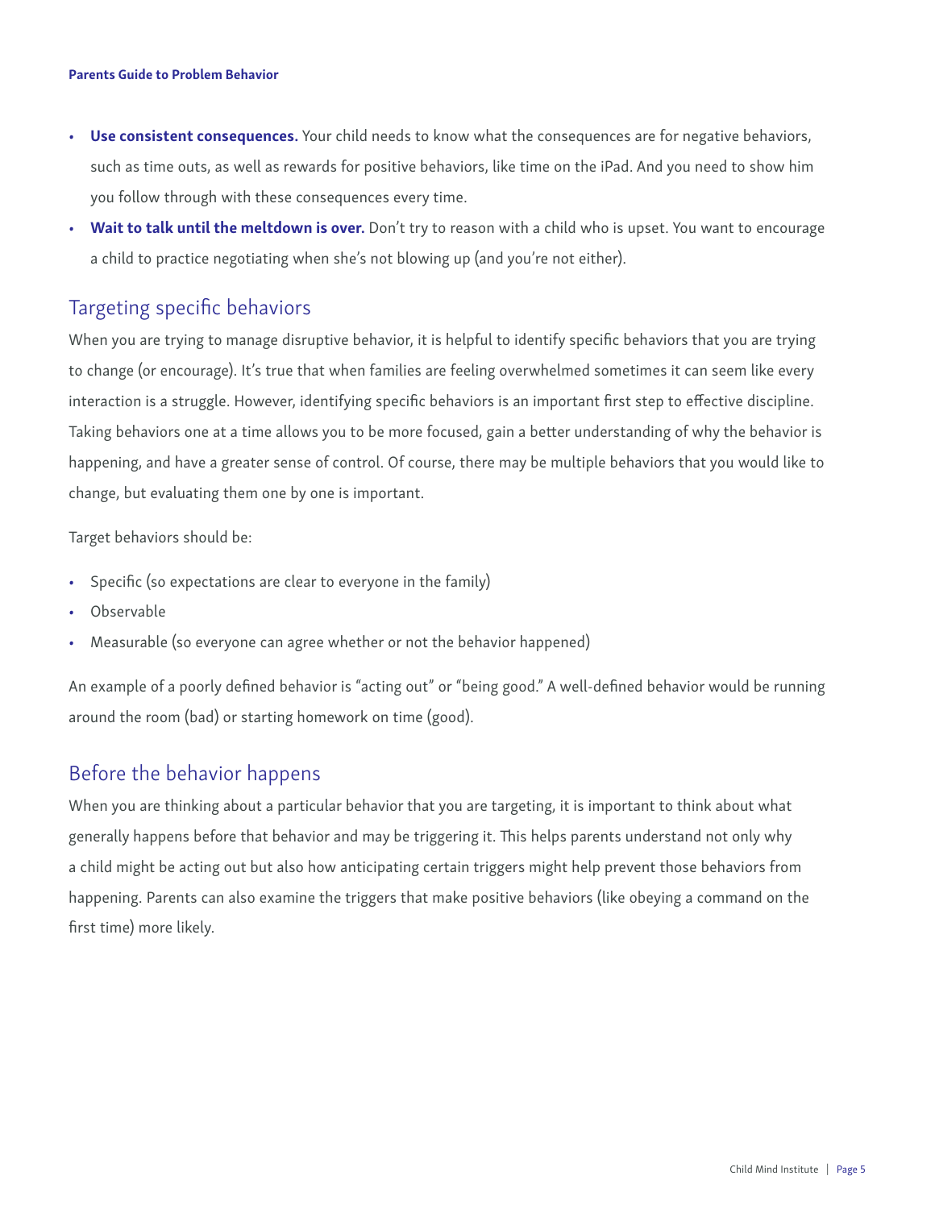- **Use consistent consequences.** Your child needs to know what the consequences are for negative behaviors, such as time outs, as well as rewards for positive behaviors, like time on the iPad. And you need to show him you follow through with these consequences every time.
- **Wait to talk until the meltdown is over.** Don't try to reason with a child who is upset. You want to encourage a child to practice negotiating when she's not blowing up (and you're not either).

## Targeting specific behaviors

When you are trying to manage disruptive behavior, it is helpful to identify specific behaviors that you are trying to change (or encourage). It's true that when families are feeling overwhelmed sometimes it can seem like every interaction is a struggle. However, identifying specific behaviors is an important first step to effective discipline. Taking behaviors one at a time allows you to be more focused, gain a better understanding of why the behavior is happening, and have a greater sense of control. Of course, there may be multiple behaviors that you would like to change, but evaluating them one by one is important.

Target behaviors should be:

- Specific (so expectations are clear to everyone in the family)
- Observable
- Measurable (so everyone can agree whether or not the behavior happened)

An example of a poorly defined behavior is "acting out" or "being good." A well-defined behavior would be running around the room (bad) or starting homework on time (good).

## Before the behavior happens

When you are thinking about a particular behavior that you are targeting, it is important to think about what generally happens before that behavior and may be triggering it. This helps parents understand not only why a child might be acting out but also how anticipating certain triggers might help prevent those behaviors from happening. Parents can also examine the triggers that make positive behaviors (like obeying a command on the first time) more likely.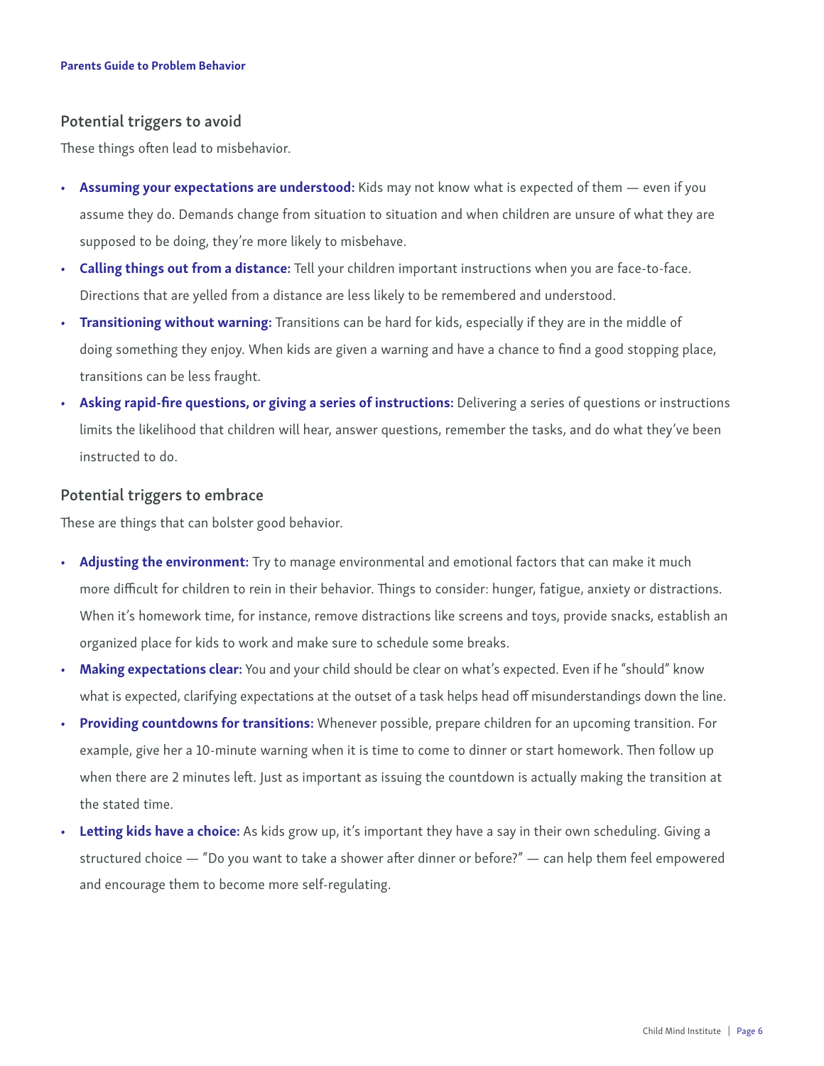## Potential triggers to avoid

These things often lead to misbehavior.

- **Assuming your expectations are understood:** Kids may not know what is expected of them — even if you assume they do. Demands change from situation to situation and when children are unsure of what they are supposed to be doing, they're more likely to misbehave.
- **Calling things out from a distance:** Tell your children important instructions when you are face-to-face. Directions that are yelled from a distance are less likely to be remembered and understood.
- **Transitioning without warning:** Transitions can be hard for kids, especially if they are in the middle of doing something they enjoy. When kids are given a warning and have a chance to find a good stopping place, transitions can be less fraught.
- **Asking rapid-fire questions, or giving a series of instructions:** Delivering a series of questions or instructions limits the likelihood that children will hear, answer questions, remember the tasks, and do what they've been instructed to do.

## Potential triggers to embrace

These are things that can bolster good behavior.

- **Adjusting the environment:** Try to manage environmental and emotional factors that can make it much more difficult for children to rein in their behavior. Things to consider: hunger, fatigue, anxiety or distractions. When it's homework time, for instance, remove distractions like screens and toys, provide snacks, establish an organized place for kids to work and make sure to schedule some breaks.
- **Making expectations clear:** You and your child should be clear on what's expected. Even if he "should" know what is expected, clarifying expectations at the outset of a task helps head off misunderstandings down the line.
- **Providing countdowns for transitions:** Whenever possible, prepare children for an upcoming transition. For example, give her a 10-minute warning when it is time to come to dinner or start homework. Then follow up when there are 2 minutes left. Just as important as issuing the countdown is actually making the transition at the stated time.
- **Letting kids have a choice:** As kids grow up, it's important they have a say in their own scheduling. Giving a structured choice — "Do you want to take a shower after dinner or before?" — can help them feel empowered and encourage them to become more self-regulating.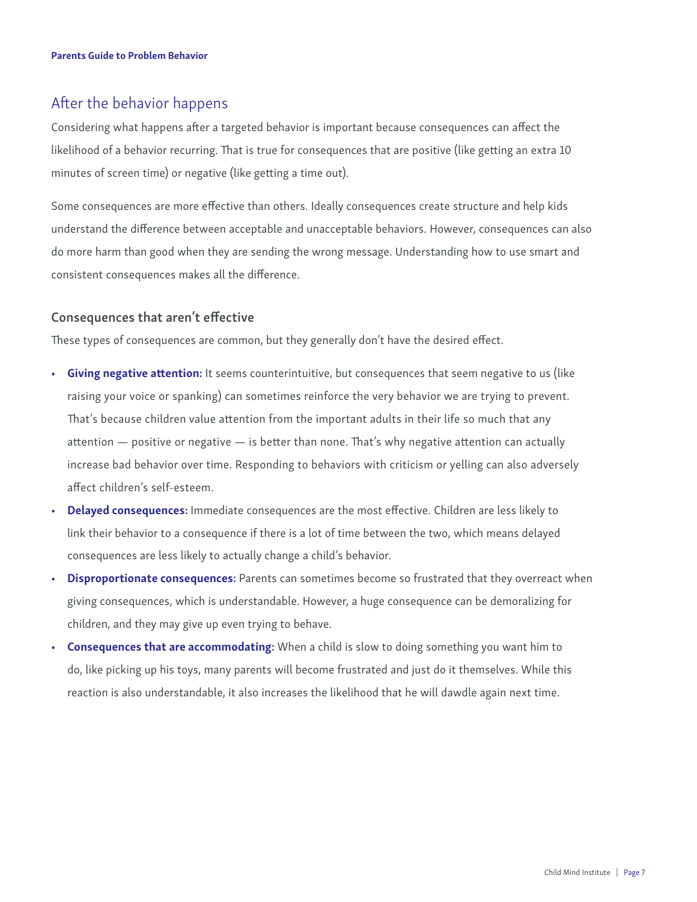## After the behavior happens

Considering what happens after a targeted behavior is important because consequences can affect the likelihood of a behavior recurring. That is true for consequences that are positive (like getting an extra 10 minutes of screen time) or negative (like getting a time out).

Some consequences are more effective than others. Ideally consequences create structure and help kids understand the difference between acceptable and unacceptable behaviors. However, consequences can also do more harm than good when they are sending the wrong message. Understanding how to use smart and consistent consequences makes all the difference.

### Consequences that aren't effective

These types of consequences are common, but they generally don't have the desired effect.

- **Giving negative attention:** It seems counterintuitive, but consequences that seem negative to us (like raising your voice or spanking) can sometimes reinforce the very behavior we are trying to prevent. That's because children value attention from the important adults in their life so much that any attention — positive or negative — is better than none. That's why negative attention can actually increase bad behavior over time. Responding to behaviors with criticism or yelling can also adversely affect children's self-esteem.
- **Delayed consequences:** Immediate consequences are the most effective. Children are less likely to link their behavior to a consequence if there is a lot of time between the two, which means delayed consequences are less likely to actually change a child's behavior.
- **Disproportionate consequences:** Parents can sometimes become so frustrated that they overreact when giving consequences, which is understandable. However, a huge consequence can be demoralizing for children, and they may give up even trying to behave.
- **Consequences that are accommodating:** When a child is slow to doing something you want him to do, like picking up his toys, many parents will become frustrated and just do it themselves. While this reaction is also understandable, it also increases the likelihood that he will dawdle again next time.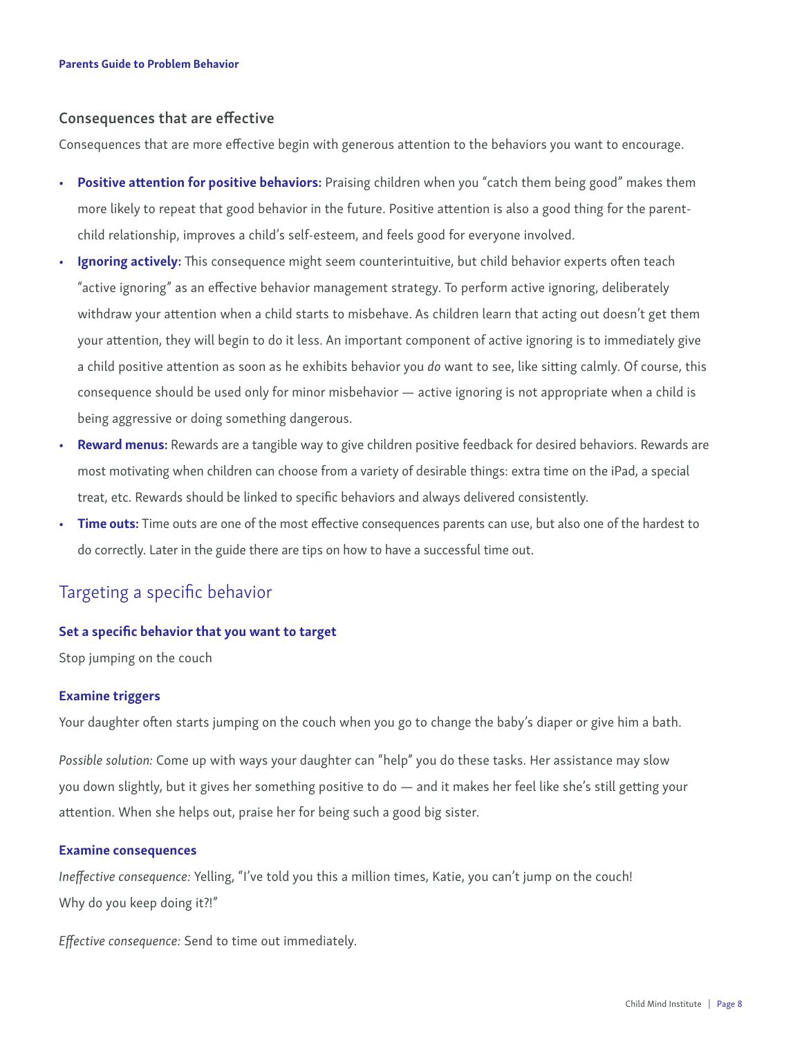### Consequences that are effective

Consequences that are more effective begin with generous attention to the behaviors you want to encourage.

- **Positive attention for positive behaviors:** Praising children when you "catch them being good" makes them more likely to repeat that good behavior in the future. Positive attention is also a good thing for the parent-child relationship, improves a child's self-esteem, and feels good for everyone involved.
- **Ignoring actively:** This consequence might seem counterintuitive, but child behavior experts often teach "active ignoring" as an effective behavior management strategy. To perform active ignoring, deliberately withdraw your attention when a child starts to misbehave. As children learn that acting out doesn't get them your attention, they will begin to do it less. An important component of active ignoring is to immediately give a child positive attention as soon as he exhibits behavior you *do* want to see, like sitting calmly. Of course, this consequence should be used only for minor misbehavior — active ignoring is not appropriate when a child is being aggressive or doing something dangerous.
- **Reward menus:** Rewards are a tangible way to give children positive feedback for desired behaviors. Rewards are most motivating when children can choose from a variety of desirable things: extra time on the iPad, a special treat, etc. Rewards should be linked to specific behaviors and always delivered consistently.
- **Time outs:** Time outs are one of the most effective consequences parents can use, but also one of the hardest to do correctly. Later in the guide there are tips on how to have a successful time out.

## Targeting a specific behavior

#### Set a specific behavior that you want to target

Stop jumping on the couch

#### Examine triggers

Your daughter often starts jumping on the couch when you go to change the baby's diaper or give him a bath.

*Possible solution:* Come up with ways your daughter can "help" you do these tasks. Her assistance may slow you down slightly, but it gives her something positive to do — and it makes her feel like she's still getting your attention. When she helps out, praise her for being such a good big sister.

#### Examine consequences

*Ineffective consequence:* Yelling, "I've told you this a million times, Katie, you can't jump on the couch! Why do you keep doing it?!"

*Effective consequence:* Send to time out immediately.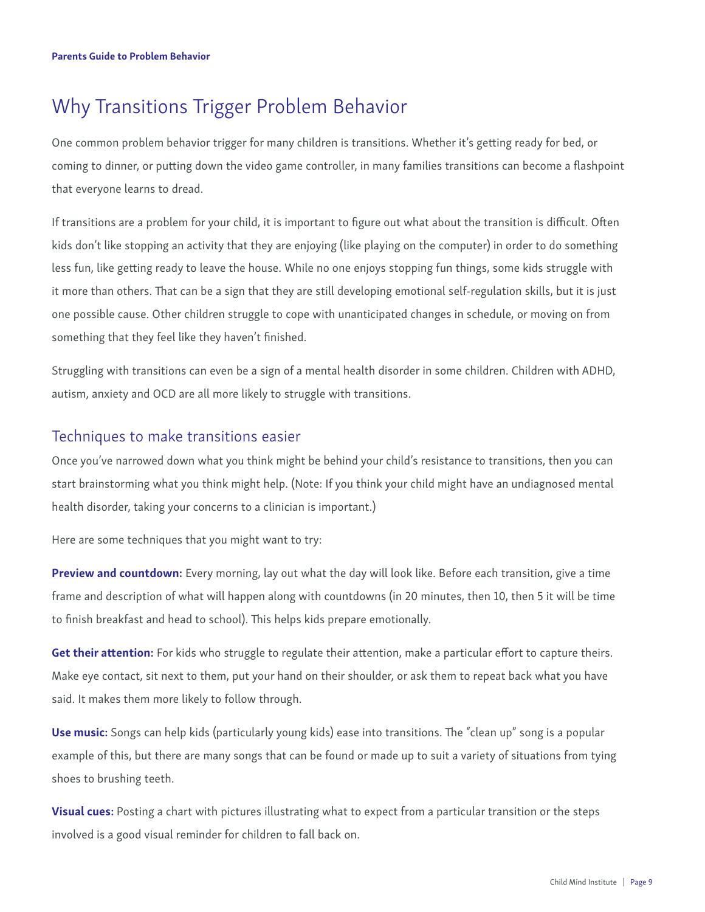# Why Transitions Trigger Problem Behavior

One common problem behavior trigger for many children is transitions. Whether it's getting ready for bed, or coming to dinner, or putting down the video game controller, in many families transitions can become a flashpoint that everyone learns to dread.

If transitions are a problem for your child, it is important to figure out what about the transition is difficult. Often kids don't like stopping an activity that they are enjoying (like playing on the computer) in order to do something less fun, like getting ready to leave the house. While no one enjoys stopping fun things, some kids struggle with it more than others. That can be a sign that they are still developing emotional self-regulation skills, but it is just one possible cause. Other children struggle to cope with unanticipated changes in schedule, or moving on from something that they feel like they haven't finished.

Struggling with transitions can even be a sign of a mental health disorder in some children. Children with ADHD, autism, anxiety and OCD are all more likely to struggle with transitions.

## Techniques to make transitions easier

Once you've narrowed down what you think might be behind your child's resistance to transitions, then you can start brainstorming what you think might help. (Note: If you think your child might have an undiagnosed mental health disorder, taking your concerns to a clinician is important.)

Here are some techniques that you might want to try:

**Preview and countdown:** Every morning, lay out what the day will look like. Before each transition, give a time frame and description of what will happen along with countdowns (in 20 minutes, then 10, then 5 it will be time to finish breakfast and head to school). This helps kids prepare emotionally.

**Get their attention:** For kids who struggle to regulate their attention, make a particular effort to capture theirs. Make eye contact, sit next to them, put your hand on their shoulder, or ask them to repeat back what you have said. It makes them more likely to follow through.

**Use music:** Songs can help kids (particularly young kids) ease into transitions. The "clean up" song is a popular example of this, but there are many songs that can be found or made up to suit a variety of situations from tying shoes to brushing teeth.

**Visual cues:** Posting a chart with pictures illustrating what to expect from a particular transition or the steps involved is a good visual reminder for children to fall back on.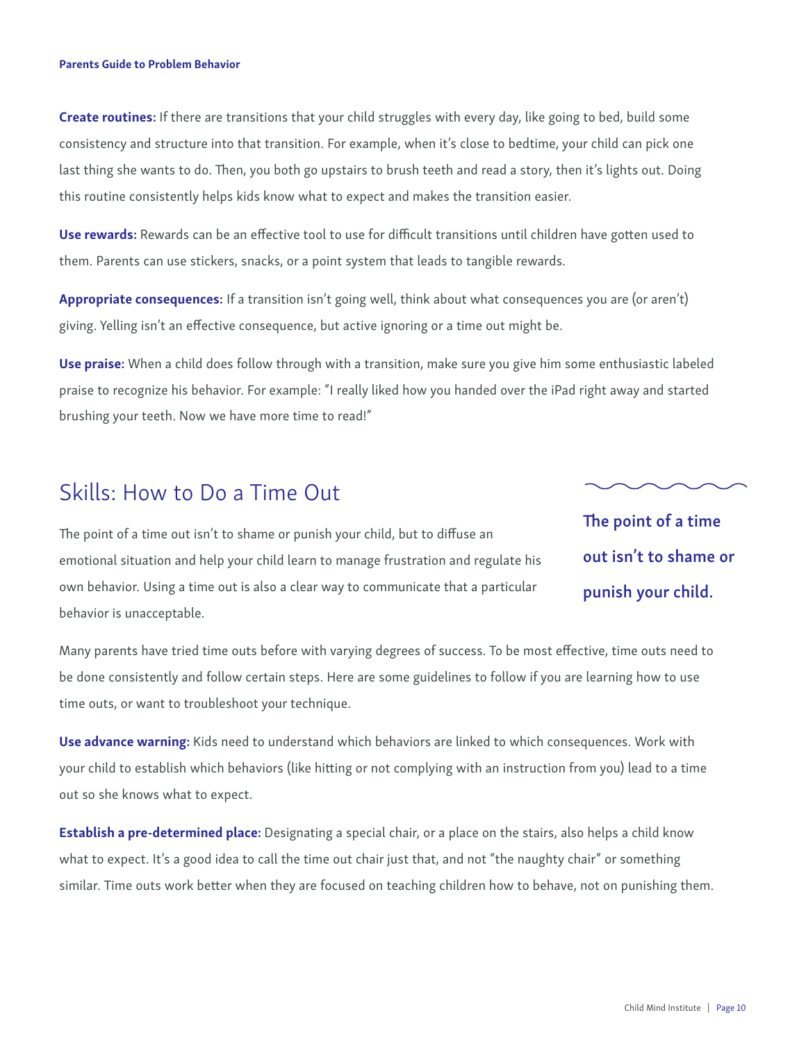**Create routines:** If there are transitions that your child struggles with every day, like going to bed, build some consistency and structure into that transition. For example, when it's close to bedtime, your child can pick one last thing she wants to do. Then, you both go upstairs to brush teeth and read a story, then it's lights out. Doing this routine consistently helps kids know what to expect and makes the transition easier.

**Use rewards:** Rewards can be an effective tool to use for difficult transitions until children have gotten used to them. Parents can use stickers, snacks, or a point system that leads to tangible rewards.

**Appropriate consequences:** If a transition isn't going well, think about what consequences you are (or aren't) giving. Yelling isn't an effective consequence, but active ignoring or a time out might be.

**Use praise:** When a child does follow through with a transition, make sure you give him some enthusiastic labeled praise to recognize his behavior. For example: "I really liked how you handed over the iPad right away and started brushing your teeth. Now we have more time to read!"

## Skills: How to Do a Time Out

The point of a time out isn't to shame or punish your child, but to diffuse an emotional situation and help your child learn to manage frustration and regulate his own behavior. Using a time out is also a clear way to communicate that a particular behavior is unacceptable.

**The point of a time out isn't to shame or punish your child.**

Many parents have tried time outs before with varying degrees of success. To be most effective, time outs need to be done consistently and follow certain steps. Here are some guidelines to follow if you are learning how to use time outs, or want to troubleshoot your technique.

**Use advance warning:** Kids need to understand which behaviors are linked to which consequences. Work with your child to establish which behaviors (like hitting or not complying with an instruction from you) lead to a time out so she knows what to expect.

**Establish a pre-determined place:** Designating a special chair, or a place on the stairs, also helps a child know what to expect. It's a good idea to call the time out chair just that, and not "the naughty chair" or something similar. Time outs work better when they are focused on teaching children how to behave, not on punishing them.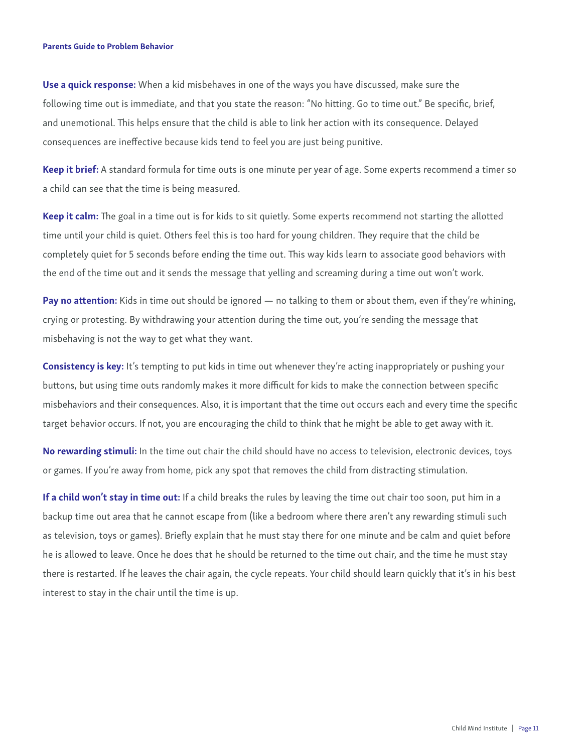**Use a quick response:** When a kid misbehaves in one of the ways you have discussed, make sure the following time out is immediate, and that you state the reason: "No hitting. Go to time out." Be specific, brief, and unemotional. This helps ensure that the child is able to link her action with its consequence. Delayed consequences are ineffective because kids tend to feel you are just being punitive.

**Keep it brief:** A standard formula for time outs is one minute per year of age. Some experts recommend a timer so a child can see that the time is being measured.

**Keep it calm:** The goal in a time out is for kids to sit quietly. Some experts recommend not starting the allotted time until your child is quiet. Others feel this is too hard for young children. They require that the child be completely quiet for 5 seconds before ending the time out. This way kids learn to associate good behaviors with the end of the time out and it sends the message that yelling and screaming during a time out won't work.

**Pay no attention:** Kids in time out should be ignored — no talking to them or about them, even if they're whining, crying or protesting. By withdrawing your attention during the time out, you're sending the message that misbehaving is not the way to get what they want.

**Consistency is key:** It's tempting to put kids in time out whenever they're acting inappropriately or pushing your buttons, but using time outs randomly makes it more difficult for kids to make the connection between specific misbehaviors and their consequences. Also, it is important that the time out occurs each and every time the specific target behavior occurs. If not, you are encouraging the child to think that he might be able to get away with it.

**No rewarding stimuli:** In the time out chair the child should have no access to television, electronic devices, toys or games. If you're away from home, pick any spot that removes the child from distracting stimulation.

**If a child won't stay in time out:** If a child breaks the rules by leaving the time out chair too soon, put him in a backup time out area that he cannot escape from (like a bedroom where there aren't any rewarding stimuli such as television, toys or games). Briefly explain that he must stay there for one minute and be calm and quiet before he is allowed to leave. Once he does that he should be returned to the time out chair, and the time he must stay there is restarted. If he leaves the chair again, the cycle repeats. Your child should learn quickly that it's in his best interest to stay in the chair until the time is up.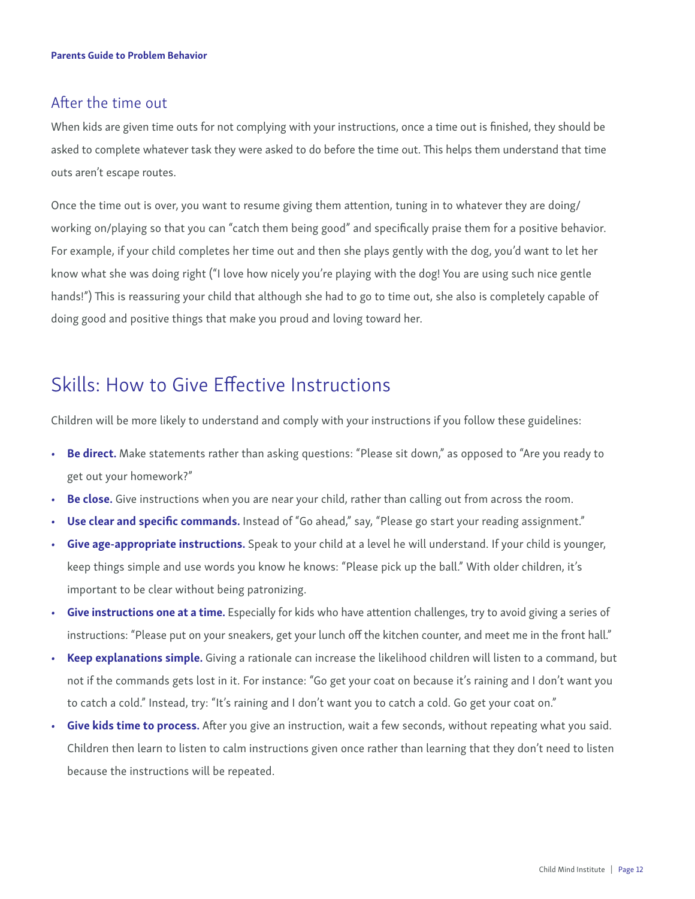## After the time out

When kids are given time outs for not complying with your instructions, once a time out is finished, they should be asked to complete whatever task they were asked to do before the time out. This helps them understand that time outs aren't escape routes.

Once the time out is over, you want to resume giving them attention, tuning in to whatever they are doing/working on/playing so that you can "catch them being good" and specifically praise them for a positive behavior. For example, if your child completes her time out and then she plays gently with the dog, you'd want to let her know what she was doing right ("I love how nicely you're playing with the dog! You are using such nice gentle hands!") This is reassuring your child that although she had to go to time out, she also is completely capable of doing good and positive things that make you proud and loving toward her.

# Skills: How to Give Effective Instructions

Children will be more likely to understand and comply with your instructions if you follow these guidelines:

- **Be direct.** Make statements rather than asking questions: "Please sit down," as opposed to "Are you ready to get out your homework?"
- **Be close.** Give instructions when you are near your child, rather than calling out from across the room.
- **Use clear and specific commands.** Instead of "Go ahead," say, "Please go start your reading assignment."
- **Give age-appropriate instructions.** Speak to your child at a level he will understand. If your child is younger, keep things simple and use words you know he knows: "Please pick up the ball." With older children, it's important to be clear without being patronizing.
- **Give instructions one at a time.** Especially for kids who have attention challenges, try to avoid giving a series of instructions: "Please put on your sneakers, get your lunch off the kitchen counter, and meet me in the front hall."
- **Keep explanations simple.** Giving a rationale can increase the likelihood children will listen to a command, but not if the commands gets lost in it. For instance: "Go get your coat on because it's raining and I don't want you to catch a cold." Instead, try: "It's raining and I don't want you to catch a cold. Go get your coat on."
- **Give kids time to process.** After you give an instruction, wait a few seconds, without repeating what you said. Children then learn to listen to calm instructions given once rather than learning that they don't need to listen because the instructions will be repeated.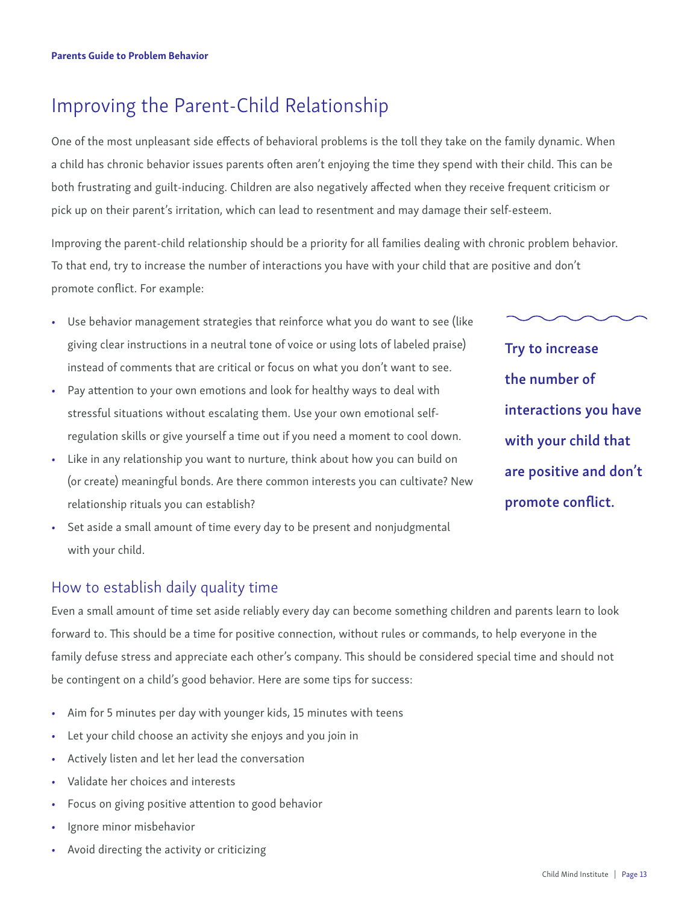## Improving the Parent-Child Relationship

One of the most unpleasant side effects of behavioral problems is the toll they take on the family dynamic. When a child has chronic behavior issues parents often aren't enjoying the time they spend with their child. This can be both frustrating and guilt-inducing. Children are also negatively affected when they receive frequent criticism or pick up on their parent's irritation, which can lead to resentment and may damage their self-esteem.

Improving the parent-child relationship should be a priority for all families dealing with chronic problem behavior. To that end, try to increase the number of interactions you have with your child that are positive and don't promote conflict. For example:

- Use behavior management strategies that reinforce what you do want to see (like giving clear instructions in a neutral tone of voice or using lots of labeled praise) instead of comments that are critical or focus on what you don't want to see.
- Pay attention to your own emotions and look for healthy ways to deal with stressful situations without escalating them. Use your own emotional self-regulation skills or give yourself a time out if you need a moment to cool down.
- Like in any relationship you want to nurture, think about how you can build on (or create) meaningful bonds. Are there common interests you can cultivate? New relationship rituals you can establish?
- Set aside a small amount of time every day to be present and nonjudgmental with your child.

**Try to increase the number of interactions you have with your child that are positive and don't promote conflict.**

### How to establish daily quality time

Even a small amount of time set aside reliably every day can become something children and parents learn to look forward to. This should be a time for positive connection, without rules or commands, to help everyone in the family defuse stress and appreciate each other's company. This should be considered special time and should not be contingent on a child's good behavior. Here are some tips for success:

- Aim for 5 minutes per day with younger kids, 15 minutes with teens
- Let your child choose an activity she enjoys and you join in
- Actively listen and let her lead the conversation
- Validate her choices and interests
- Focus on giving positive attention to good behavior
- Ignore minor misbehavior
- Avoid directing the activity or criticizing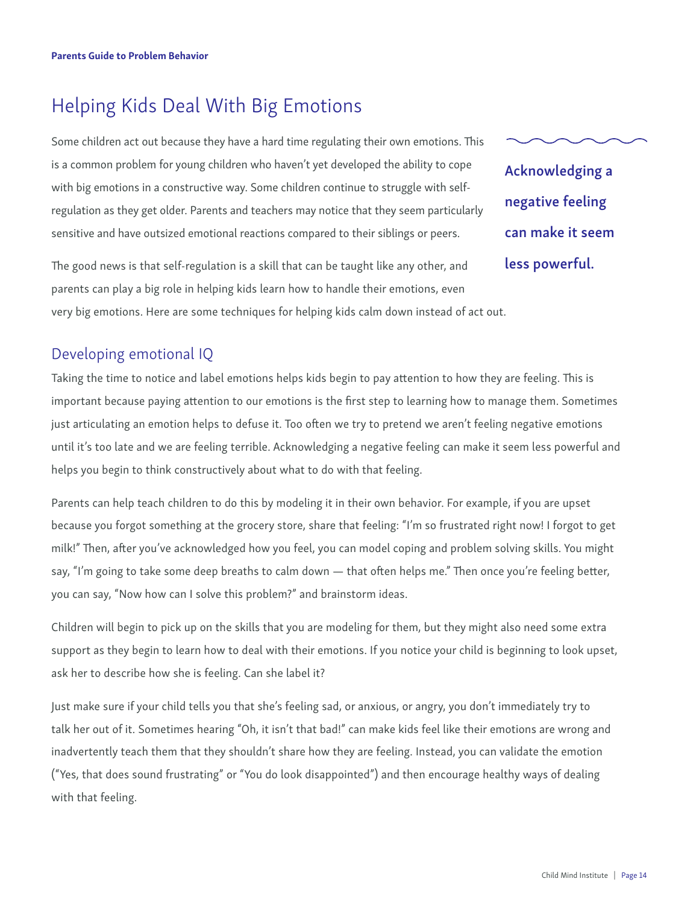# Helping Kids Deal With Big Emotions

Some children act out because they have a hard time regulating their own emotions. This is a common problem for young children who haven't yet developed the ability to cope with big emotions in a constructive way. Some children continue to struggle with self-regulation as they get older. Parents and teachers may notice that they seem particularly sensitive and have outsized emotional reactions compared to their siblings or peers.

**Acknowledging a negative feeling can make it seem less powerful.**

The good news is that self-regulation is a skill that can be taught like any other, and parents can play a big role in helping kids learn how to handle their emotions, even very big emotions. Here are some techniques for helping kids calm down instead of act out.

## Developing emotional IQ

Taking the time to notice and label emotions helps kids begin to pay attention to how they are feeling. This is important because paying attention to our emotions is the first step to learning how to manage them. Sometimes just articulating an emotion helps to defuse it. Too often we try to pretend we aren't feeling negative emotions until it's too late and we are feeling terrible. Acknowledging a negative feeling can make it seem less powerful and helps you begin to think constructively about what to do with that feeling.

Parents can help teach children to do this by modeling it in their own behavior. For example, if you are upset because you forgot something at the grocery store, share that feeling: "I'm so frustrated right now! I forgot to get milk!" Then, after you've acknowledged how you feel, you can model coping and problem solving skills. You might say, "I'm going to take some deep breaths to calm down — that often helps me." Then once you're feeling better, you can say, "Now how can I solve this problem?" and brainstorm ideas.

Children will begin to pick up on the skills that you are modeling for them, but they might also need some extra support as they begin to learn how to deal with their emotions. If you notice your child is beginning to look upset, ask her to describe how she is feeling. Can she label it?

Just make sure if your child tells you that she's feeling sad, or anxious, or angry, you don't immediately try to talk her out of it. Sometimes hearing "Oh, it isn't that bad!" can make kids feel like their emotions are wrong and inadvertently teach them that they shouldn't share how they are feeling. Instead, you can validate the emotion ("Yes, that does sound frustrating" or "You do look disappointed") and then encourage healthy ways of dealing with that feeling.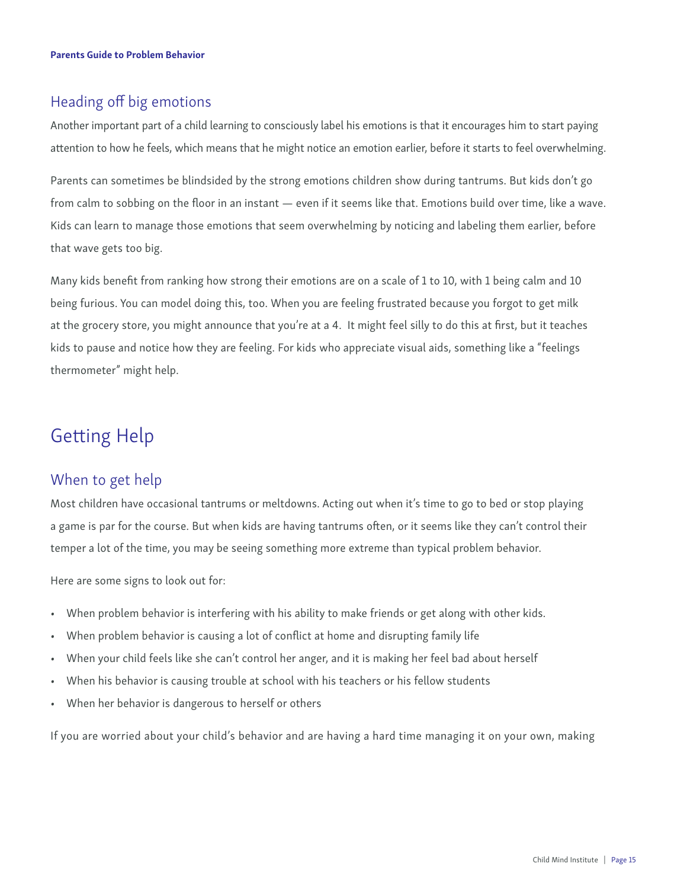## Heading off big emotions

Another important part of a child learning to consciously label his emotions is that it encourages him to start paying attention to how he feels, which means that he might notice an emotion earlier, before it starts to feel overwhelming.

Parents can sometimes be blindsided by the strong emotions children show during tantrums. But kids don't go from calm to sobbing on the floor in an instant — even if it seems like that. Emotions build over time, like a wave. Kids can learn to manage those emotions that seem overwhelming by noticing and labeling them earlier, before that wave gets too big.

Many kids benefit from ranking how strong their emotions are on a scale of 1 to 10, with 1 being calm and 10 being furious. You can model doing this, too. When you are feeling frustrated because you forgot to get milk at the grocery store, you might announce that you're at a 4. It might feel silly to do this at first, but it teaches kids to pause and notice how they are feeling. For kids who appreciate visual aids, something like a "feelings thermometer" might help.

# Getting Help

## When to get help

Most children have occasional tantrums or meltdowns. Acting out when it's time to go to bed or stop playing a game is par for the course. But when kids are having tantrums often, or it seems like they can't control their temper a lot of the time, you may be seeing something more extreme than typical problem behavior.

Here are some signs to look out for:

- When problem behavior is interfering with his ability to make friends or get along with other kids.
- When problem behavior is causing a lot of conflict at home and disrupting family life
- When your child feels like she can't control her anger, and it is making her feel bad about herself
- When his behavior is causing trouble at school with his teachers or his fellow students
- When her behavior is dangerous to herself or others

If you are worried about your child's behavior and are having a hard time managing it on your own, making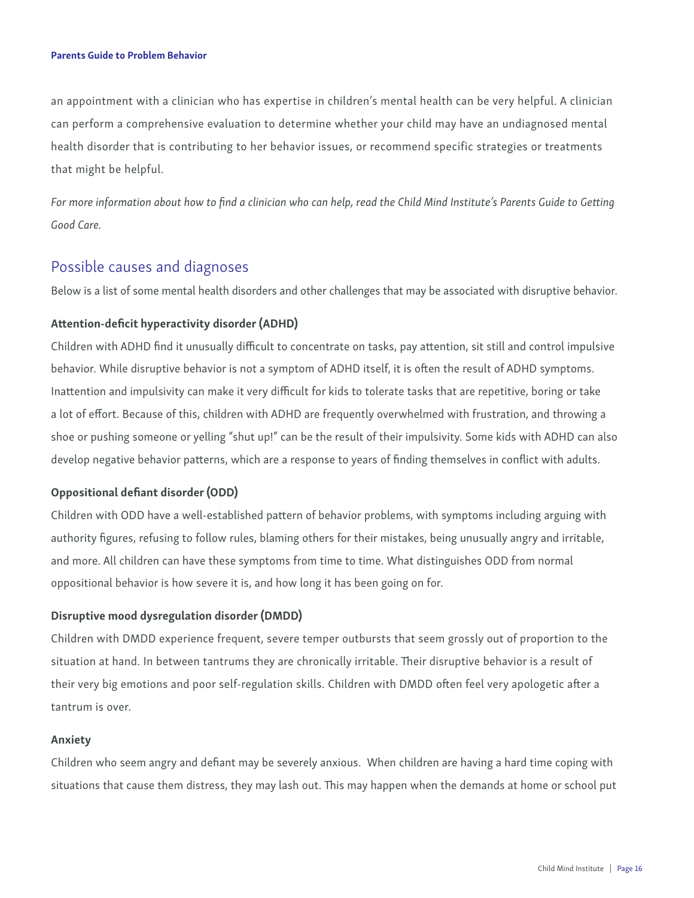an appointment with a clinician who has expertise in children's mental health can be very helpful. A clinician can perform a comprehensive evaluation to determine whether your child may have an undiagnosed mental health disorder that is contributing to her behavior issues, or recommend specific strategies or treatments that might be helpful.

*For more information about how to find a clinician who can help, read the Child Mind Institute's Parents Guide to Getting Good Care.*

## Possible causes and diagnoses

Below is a list of some mental health disorders and other challenges that may be associated with disruptive behavior.

**Attention-deficit hyperactivity disorder (ADHD)**

Children with ADHD find it unusually difficult to concentrate on tasks, pay attention, sit still and control impulsive behavior. While disruptive behavior is not a symptom of ADHD itself, it is often the result of ADHD symptoms. Inattention and impulsivity can make it very difficult for kids to tolerate tasks that are repetitive, boring or take a lot of effort. Because of this, children with ADHD are frequently overwhelmed with frustration, and throwing a shoe or pushing someone or yelling "shut up!" can be the result of their impulsivity. Some kids with ADHD can also develop negative behavior patterns, which are a response to years of finding themselves in conflict with adults.

**Oppositional defiant disorder (ODD)**

Children with ODD have a well-established pattern of behavior problems, with symptoms including arguing with authority figures, refusing to follow rules, blaming others for their mistakes, being unusually angry and irritable, and more. All children can have these symptoms from time to time. What distinguishes ODD from normal oppositional behavior is how severe it is, and how long it has been going on for.

**Disruptive mood dysregulation disorder (DMDD)**

Children with DMDD experience frequent, severe temper outbursts that seem grossly out of proportion to the situation at hand. In between tantrums they are chronically irritable. Their disruptive behavior is a result of their very big emotions and poor self-regulation skills. Children with DMDD often feel very apologetic after a tantrum is over.

**Anxiety**

Children who seem angry and defiant may be severely anxious. When children are having a hard time coping with situations that cause them distress, they may lash out. This may happen when the demands at home or school put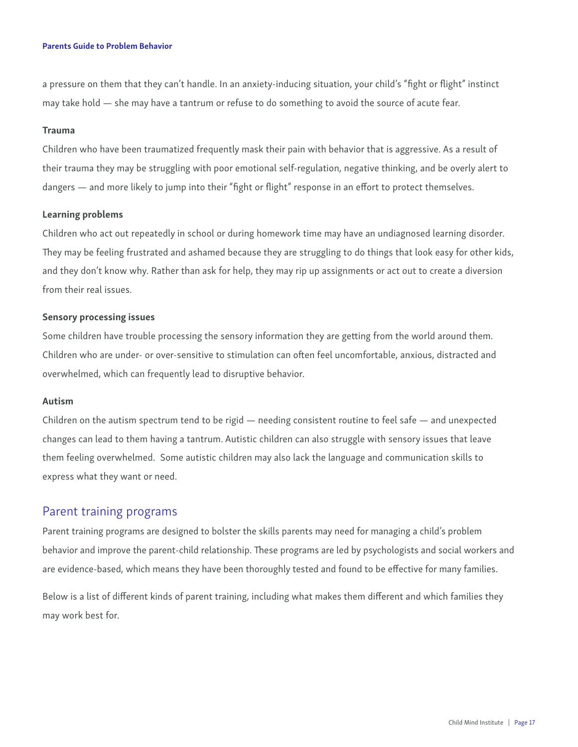a pressure on them that they can't handle. In an anxiety-inducing situation, your child's "fight or flight" instinct may take hold — she may have a tantrum or refuse to do something to avoid the source of acute fear.

**Trauma**

Children who have been traumatized frequently mask their pain with behavior that is aggressive. As a result of their trauma they may be struggling with poor emotional self-regulation, negative thinking, and be overly alert to dangers — and more likely to jump into their "fight or flight" response in an effort to protect themselves.

**Learning problems**

Children who act out repeatedly in school or during homework time may have an undiagnosed learning disorder. They may be feeling frustrated and ashamed because they are struggling to do things that look easy for other kids, and they don't know why. Rather than ask for help, they may rip up assignments or act out to create a diversion from their real issues.

**Sensory processing issues**

Some children have trouble processing the sensory information they are getting from the world around them. Children who are under- or over-sensitive to stimulation can often feel uncomfortable, anxious, distracted and overwhelmed, which can frequently lead to disruptive behavior.

**Autism**

Children on the autism spectrum tend to be rigid — needing consistent routine to feel safe — and unexpected changes can lead to them having a tantrum. Autistic children can also struggle with sensory issues that leave them feeling overwhelmed. Some autistic children may also lack the language and communication skills to express what they want or need.

## Parent training programs

Parent training programs are designed to bolster the skills parents may need for managing a child's problem behavior and improve the parent-child relationship. These programs are led by psychologists and social workers and are evidence-based, which means they have been thoroughly tested and found to be effective for many families.

Below is a list of different kinds of parent training, including what makes them different and which families they may work best for.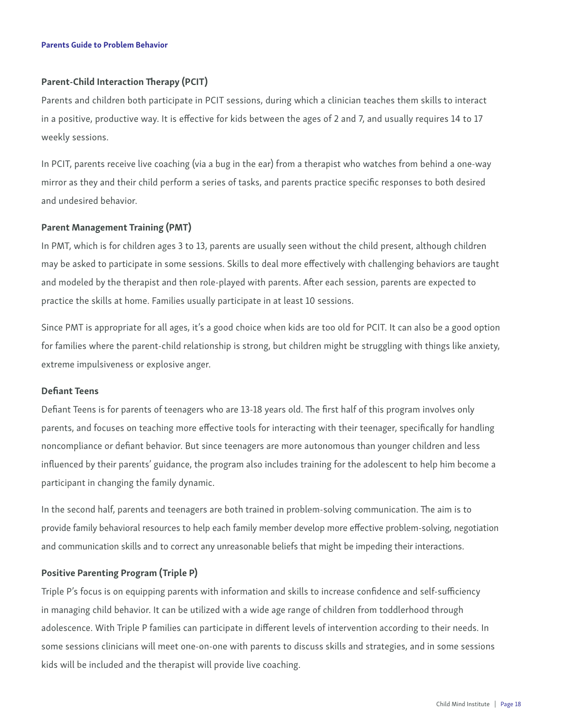### Parent-Child Interaction Therapy (PCIT)

Parents and children both participate in PCIT sessions, during which a clinician teaches them skills to interact in a positive, productive way. It is effective for kids between the ages of 2 and 7, and usually requires 14 to 17 weekly sessions.

In PCIT, parents receive live coaching (via a bug in the ear) from a therapist who watches from behind a one-way mirror as they and their child perform a series of tasks, and parents practice specific responses to both desired and undesired behavior.

### Parent Management Training (PMT)

In PMT, which is for children ages 3 to 13, parents are usually seen without the child present, although children may be asked to participate in some sessions. Skills to deal more effectively with challenging behaviors are taught and modeled by the therapist and then role-played with parents. After each session, parents are expected to practice the skills at home. Families usually participate in at least 10 sessions.

Since PMT is appropriate for all ages, it's a good choice when kids are too old for PCIT. It can also be a good option for families where the parent-child relationship is strong, but children might be struggling with things like anxiety, extreme impulsiveness or explosive anger.

### Defiant Teens

Defiant Teens is for parents of teenagers who are 13-18 years old. The first half of this program involves only parents, and focuses on teaching more effective tools for interacting with their teenager, specifically for handling noncompliance or defiant behavior. But since teenagers are more autonomous than younger children and less influenced by their parents' guidance, the program also includes training for the adolescent to help him become a participant in changing the family dynamic.

In the second half, parents and teenagers are both trained in problem-solving communication. The aim is to provide family behavioral resources to help each family member develop more effective problem-solving, negotiation and communication skills and to correct any unreasonable beliefs that might be impeding their interactions.

### Positive Parenting Program (Triple P)

Triple P's focus is on equipping parents with information and skills to increase confidence and self-sufficiency in managing child behavior. It can be utilized with a wide age range of children from toddlerhood through adolescence. With Triple P families can participate in different levels of intervention according to their needs. In some sessions clinicians will meet one-on-one with parents to discuss skills and strategies, and in some sessions kids will be included and the therapist will provide live coaching.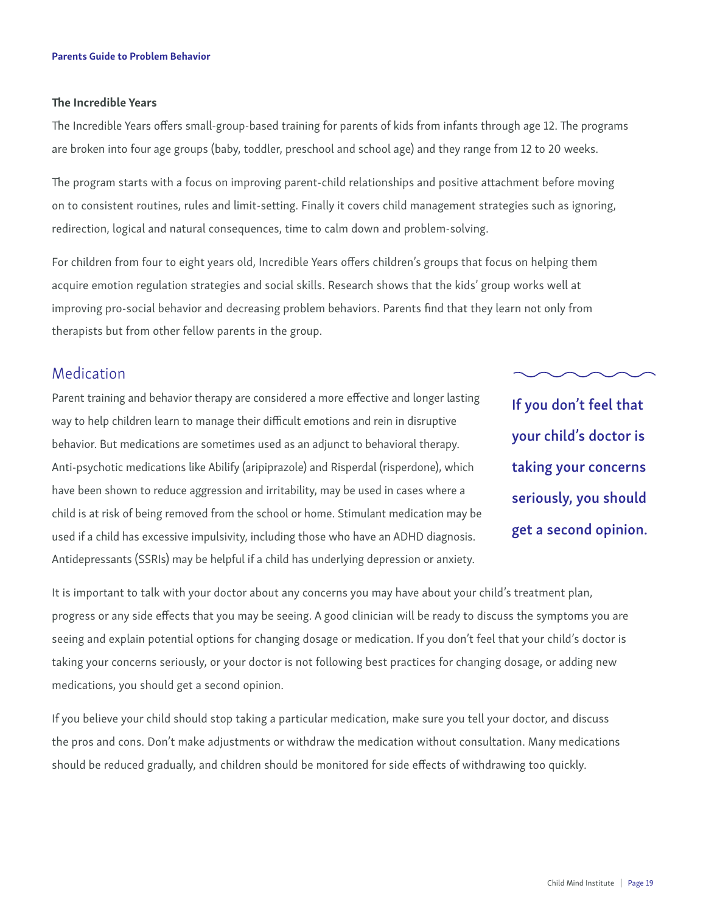### The Incredible Years

The Incredible Years offers small-group-based training for parents of kids from infants through age 12. The programs are broken into four age groups (baby, toddler, preschool and school age) and they range from 12 to 20 weeks.

The program starts with a focus on improving parent-child relationships and positive attachment before moving on to consistent routines, rules and limit-setting. Finally it covers child management strategies such as ignoring, redirection, logical and natural consequences, time to calm down and problem-solving.

For children from four to eight years old, Incredible Years offers children's groups that focus on helping them acquire emotion regulation strategies and social skills. Research shows that the kids' group works well at improving pro-social behavior and decreasing problem behaviors. Parents find that they learn not only from therapists but from other fellow parents in the group.

## Medication

Parent training and behavior therapy are considered a more effective and longer lasting way to help children learn to manage their difficult emotions and rein in disruptive behavior. But medications are sometimes used as an adjunct to behavioral therapy. Anti-psychotic medications like Abilify (aripiprazole) and Risperdal (risperdone), which have been shown to reduce aggression and irritability, may be used in cases where a child is at risk of being removed from the school or home. Stimulant medication may be used if a child has excessive impulsivity, including those who have an ADHD diagnosis. Antidepressants (SSRIs) may be helpful if a child has underlying depression or anxiety.

**If you don't feel that your child's doctor is taking your concerns seriously, you should get a second opinion.**

It is important to talk with your doctor about any concerns you may have about your child's treatment plan, progress or any side effects that you may be seeing. A good clinician will be ready to discuss the symptoms you are seeing and explain potential options for changing dosage or medication. If you don't feel that your child's doctor is taking your concerns seriously, or your doctor is not following best practices for changing dosage, or adding new medications, you should get a second opinion.

If you believe your child should stop taking a particular medication, make sure you tell your doctor, and discuss the pros and cons. Don't make adjustments or withdraw the medication without consultation. Many medications should be reduced gradually, and children should be monitored for side effects of withdrawing too quickly.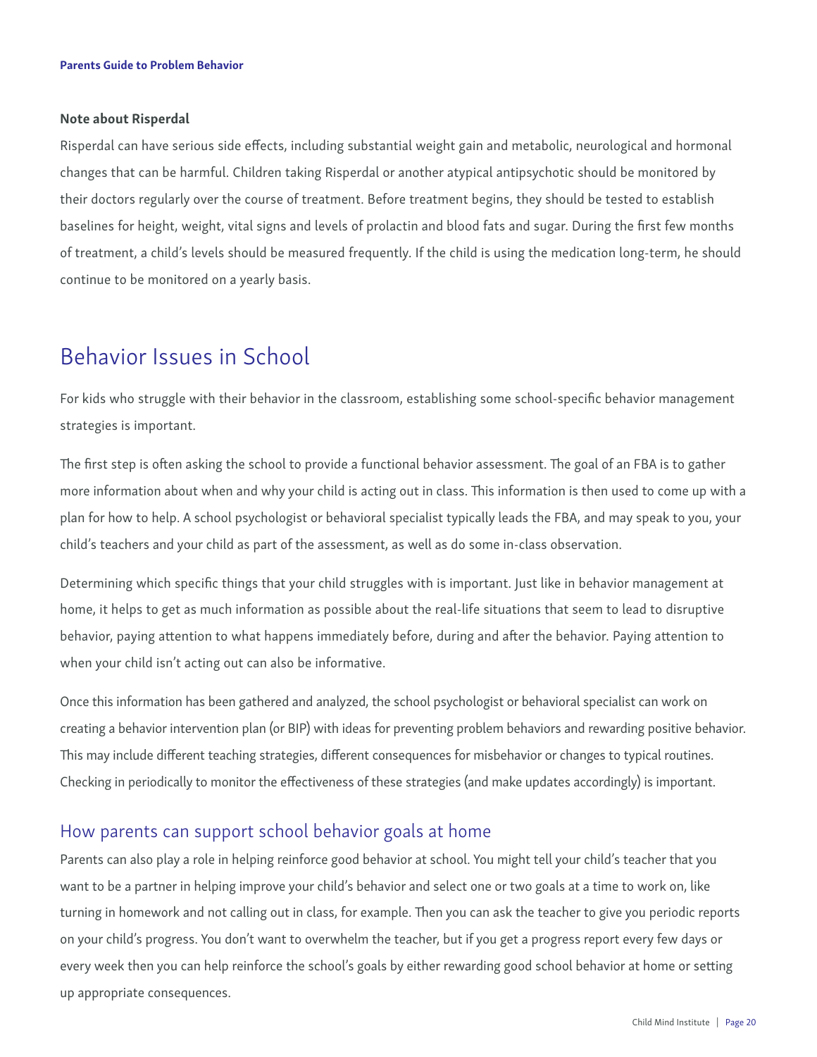**Note about Risperdal**

Risperdal can have serious side effects, including substantial weight gain and metabolic, neurological and hormonal changes that can be harmful. Children taking Risperdal or another atypical antipsychotic should be monitored by their doctors regularly over the course of treatment. Before treatment begins, they should be tested to establish baselines for height, weight, vital signs and levels of prolactin and blood fats and sugar. During the first few months of treatment, a child's levels should be measured frequently. If the child is using the medication long-term, he should continue to be monitored on a yearly basis.

# Behavior Issues in School

For kids who struggle with their behavior in the classroom, establishing some school-specific behavior management strategies is important.

The first step is often asking the school to provide a functional behavior assessment. The goal of an FBA is to gather more information about when and why your child is acting out in class. This information is then used to come up with a plan for how to help. A school psychologist or behavioral specialist typically leads the FBA, and may speak to you, your child's teachers and your child as part of the assessment, as well as do some in-class observation.

Determining which specific things that your child struggles with is important. Just like in behavior management at home, it helps to get as much information as possible about the real-life situations that seem to lead to disruptive behavior, paying attention to what happens immediately before, during and after the behavior. Paying attention to when your child isn't acting out can also be informative.

Once this information has been gathered and analyzed, the school psychologist or behavioral specialist can work on creating a behavior intervention plan (or BIP) with ideas for preventing problem behaviors and rewarding positive behavior. This may include different teaching strategies, different consequences for misbehavior or changes to typical routines. Checking in periodically to monitor the effectiveness of these strategies (and make updates accordingly) is important.

## How parents can support school behavior goals at home

Parents can also play a role in helping reinforce good behavior at school. You might tell your child's teacher that you want to be a partner in helping improve your child's behavior and select one or two goals at a time to work on, like turning in homework and not calling out in class, for example. Then you can ask the teacher to give you periodic reports on your child's progress. You don't want to overwhelm the teacher, but if you get a progress report every few days or every week then you can help reinforce the school's goals by either rewarding good school behavior at home or setting up appropriate consequences.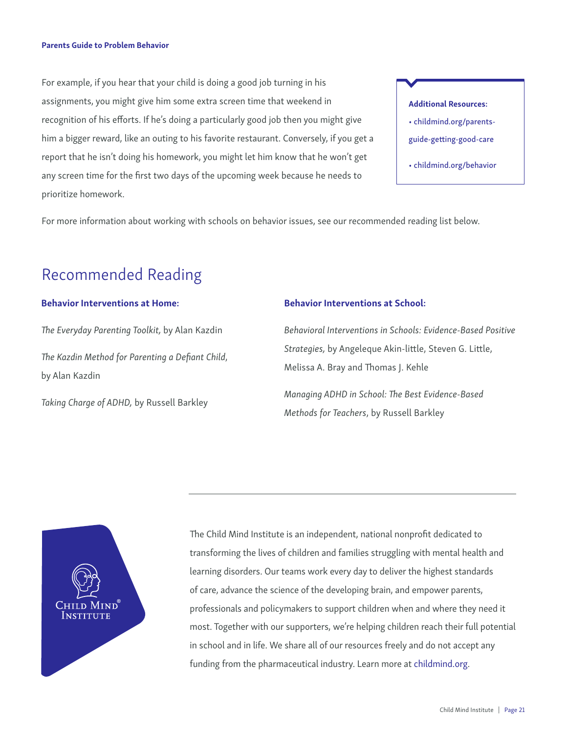For example, if you hear that your child is doing a good job turning in his assignments, you might give him some extra screen time that weekend in recognition of his efforts. If he's doing a particularly good job then you might give him a bigger reward, like an outing to his favorite restaurant. Conversely, if you get a report that he isn't doing his homework, you might let him know that he won't get any screen time for the first two days of the upcoming week because he needs to prioritize homework.

**Additional Resources:**

- childmind.org/parents-guide-getting-good-care
- childmind.org/behavior

For more information about working with schools on behavior issues, see our recommended reading list below.

## Recommended Reading

**Behavior Interventions at Home:**

*The Everyday Parenting Toolkit,* by Alan Kazdin

*The Kazdin Method for Parenting a Defiant Child*, by Alan Kazdin

*Taking Charge of ADHD,* by Russell Barkley

**Behavior Interventions at School:**

*Behavioral Interventions in Schools: Evidence-Based Positive Strategies,* by Angeleque Akin-little, Steven G. Little, Melissa A. Bray and Thomas J. Kehle

*Managing ADHD in School: The Best Evidence-Based Methods for Teachers*, by Russell Barkley

---

Child Mind Institute®

The Child Mind Institute is an independent, national nonprofit dedicated to transforming the lives of children and families struggling with mental health and learning disorders. Our teams work every day to deliver the highest standards of care, advance the science of the developing brain, and empower parents, professionals and policymakers to support children when and where they need it most. Together with our supporters, we're helping children reach their full potential in school and in life. We share all of our resources freely and do not accept any funding from the pharmaceutical industry. Learn more at childmind.org.